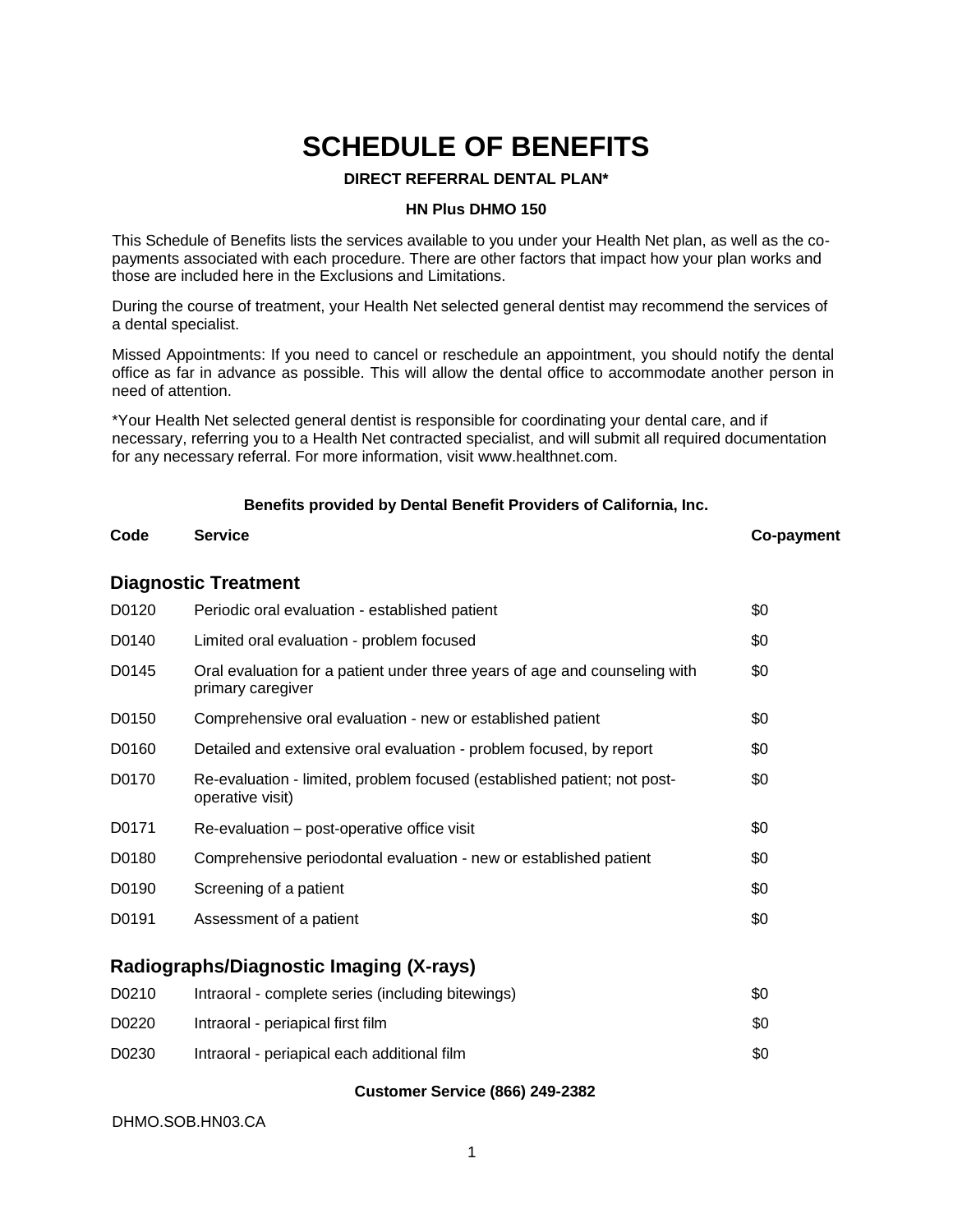# SCHEDULE OF BENEFITS

**DIRECT REFERRAL DENTAL PLAN***

**HN Plus DHMO 150**

This Schedule of Benefits lists the services available to you under your Health Net plan, as well as the co-payments associated with each procedure. There are other factors that impact how your plan works and those are included here in the Exclusions and Limitations.

During the course of treatment, your Health Net selected general dentist may recommend the services of a dental specialist.

Missed Appointments: If you need to cancel or reschedule an appointment, you should notify the dental office as far in advance as possible. This will allow the dental office to accommodate another person in need of attention.

*Your Health Net selected general dentist is responsible for coordinating your dental care, and if necessary, referring you to a Health Net contracted specialist, and will submit all required documentation for any necessary referral. For more information, visit www.healthnet.com.

**Benefits provided by Dental Benefit Providers of California, Inc.**

| Code | Service | Co-payment |
|---|---|---|
| **Diagnostic Treatment** | | |
| D0120 | Periodic oral evaluation - established patient | $0 |
| D0140 | Limited oral evaluation - problem focused | $0 |
| D0145 | Oral evaluation for a patient under three years of age and counseling with primary caregiver | $0 |
| D0150 | Comprehensive oral evaluation - new or established patient | $0 |
| D0160 | Detailed and extensive oral evaluation - problem focused, by report | $0 |
| D0170 | Re-evaluation - limited, problem focused (established patient; not post-operative visit) | $0 |
| D0171 | Re-evaluation – post-operative office visit | $0 |
| D0180 | Comprehensive periodontal evaluation - new or established patient | $0 |
| D0190 | Screening of a patient | $0 |
| D0191 | Assessment of a patient | $0 |
| **Radiographs/Diagnostic Imaging (X-rays)** | | |
| D0210 | Intraoral - complete series (including bitewings) | $0 |
| D0220 | Intraoral - periapical first film | $0 |
| D0230 | Intraoral - periapical each additional film | $0 |

**Customer Service (866) 249-2382**

DHMO.SOB.HN03.CA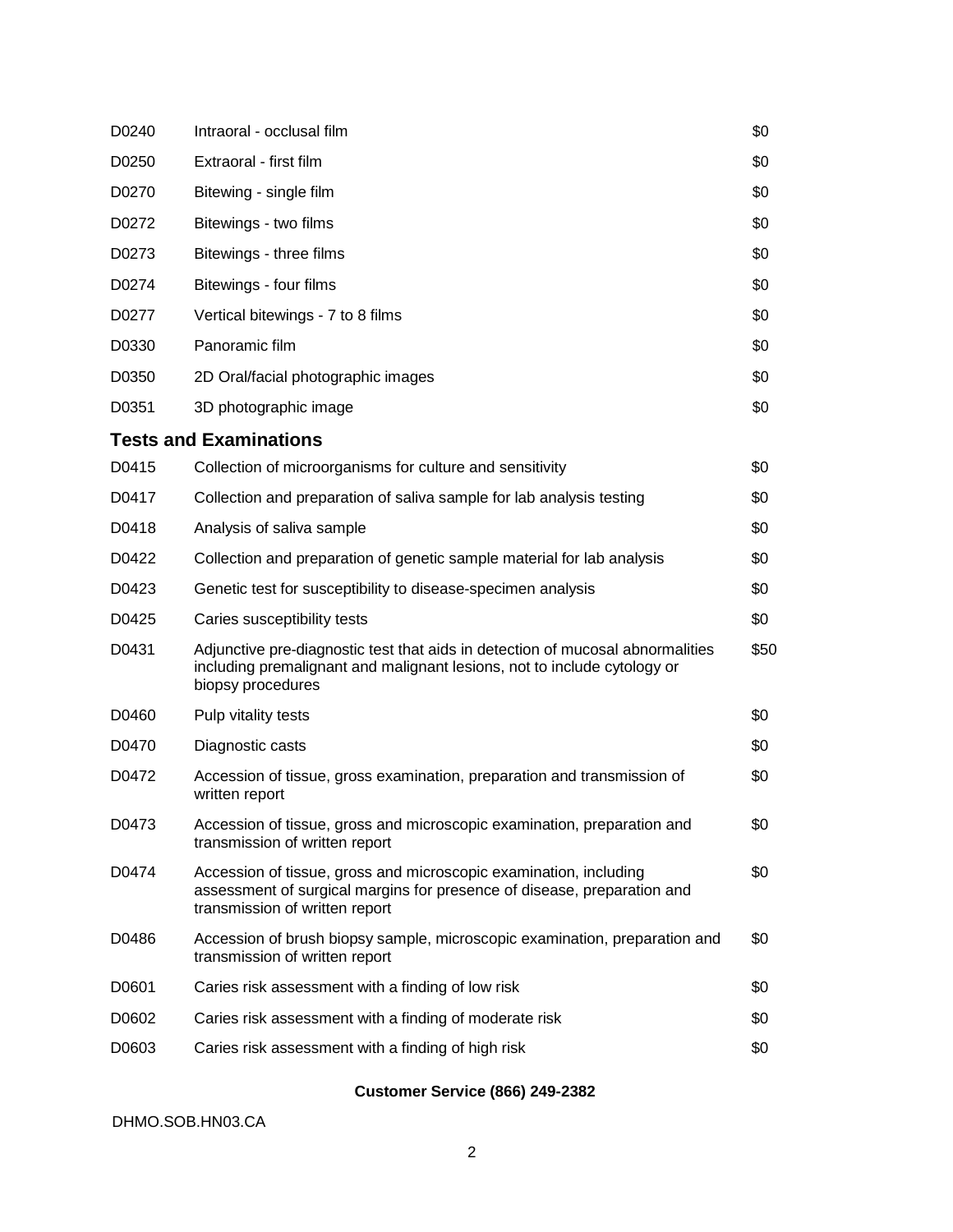| | | |
|---|---|---|
| D0240 | Intraoral - occlusal film | $0 |
| D0250 | Extraoral - first film | $0 |
| D0270 | Bitewing - single film | $0 |
| D0272 | Bitewings - two films | $0 |
| D0273 | Bitewings - three films | $0 |
| D0274 | Bitewings - four films | $0 |
| D0277 | Vertical bitewings - 7 to 8 films | $0 |
| D0330 | Panoramic film | $0 |
| D0350 | 2D Oral/facial photographic images | $0 |
| D0351 | 3D photographic image | $0 |

### Tests and Examinations

| | | |
|---|---|---|
| D0415 | Collection of microorganisms for culture and sensitivity | $0 |
| D0417 | Collection and preparation of saliva sample for lab analysis testing | $0 |
| D0418 | Analysis of saliva sample | $0 |
| D0422 | Collection and preparation of genetic sample material for lab analysis | $0 |
| D0423 | Genetic test for susceptibility to disease-specimen analysis | $0 |
| D0425 | Caries susceptibility tests | $0 |
| D0431 | Adjunctive pre-diagnostic test that aids in detection of mucosal abnormalities including premalignant and malignant lesions, not to include cytology or biopsy procedures | $50 |
| D0460 | Pulp vitality tests | $0 |
| D0470 | Diagnostic casts | $0 |
| D0472 | Accession of tissue, gross examination, preparation and transmission of written report | $0 |
| D0473 | Accession of tissue, gross and microscopic examination, preparation and transmission of written report | $0 |
| D0474 | Accession of tissue, gross and microscopic examination, including assessment of surgical margins for presence of disease, preparation and transmission of written report | $0 |
| D0486 | Accession of brush biopsy sample, microscopic examination, preparation and transmission of written report | $0 |
| D0601 | Caries risk assessment with a finding of low risk | $0 |
| D0602 | Caries risk assessment with a finding of moderate risk | $0 |
| D0603 | Caries risk assessment with a finding of high risk | $0 |

**Customer Service (866) 249-2382**

DHMO.SOB.HN03.CA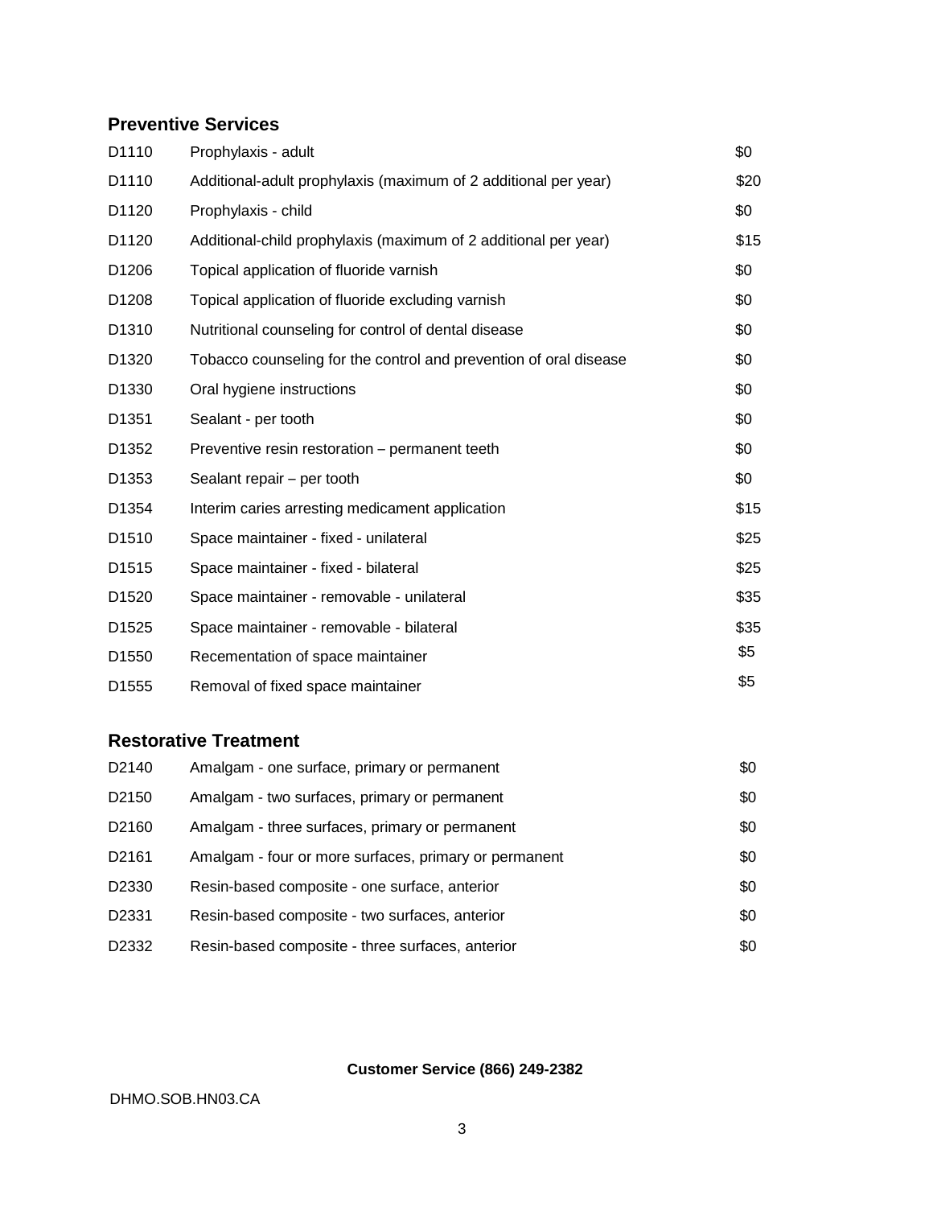## Preventive Services

| | | |
|---|---|---|
| D1110 | Prophylaxis - adult | $0 |
| D1110 | Additional-adult prophylaxis (maximum of 2 additional per year) | $20 |
| D1120 | Prophylaxis - child | $0 |
| D1120 | Additional-child prophylaxis (maximum of 2 additional per year) | $15 |
| D1206 | Topical application of fluoride varnish | $0 |
| D1208 | Topical application of fluoride excluding varnish | $0 |
| D1310 | Nutritional counseling for control of dental disease | $0 |
| D1320 | Tobacco counseling for the control and prevention of oral disease | $0 |
| D1330 | Oral hygiene instructions | $0 |
| D1351 | Sealant - per tooth | $0 |
| D1352 | Preventive resin restoration – permanent teeth | $0 |
| D1353 | Sealant repair – per tooth | $0 |
| D1354 | Interim caries arresting medicament application | $15 |
| D1510 | Space maintainer - fixed - unilateral | $25 |
| D1515 | Space maintainer - fixed - bilateral | $25 |
| D1520 | Space maintainer - removable - unilateral | $35 |
| D1525 | Space maintainer - removable - bilateral | $35 |
| D1550 | Recementation of space maintainer | $5 |
| D1555 | Removal of fixed space maintainer | $5 |

## Restorative Treatment

| | | |
|---|---|---|
| D2140 | Amalgam - one surface, primary or permanent | $0 |
| D2150 | Amalgam - two surfaces, primary or permanent | $0 |
| D2160 | Amalgam - three surfaces, primary or permanent | $0 |
| D2161 | Amalgam - four or more surfaces, primary or permanent | $0 |
| D2330 | Resin-based composite - one surface, anterior | $0 |
| D2331 | Resin-based composite - two surfaces, anterior | $0 |
| D2332 | Resin-based composite - three surfaces, anterior | $0 |

**Customer Service (866) 249-2382**

DHMO.SOB.HN03.CA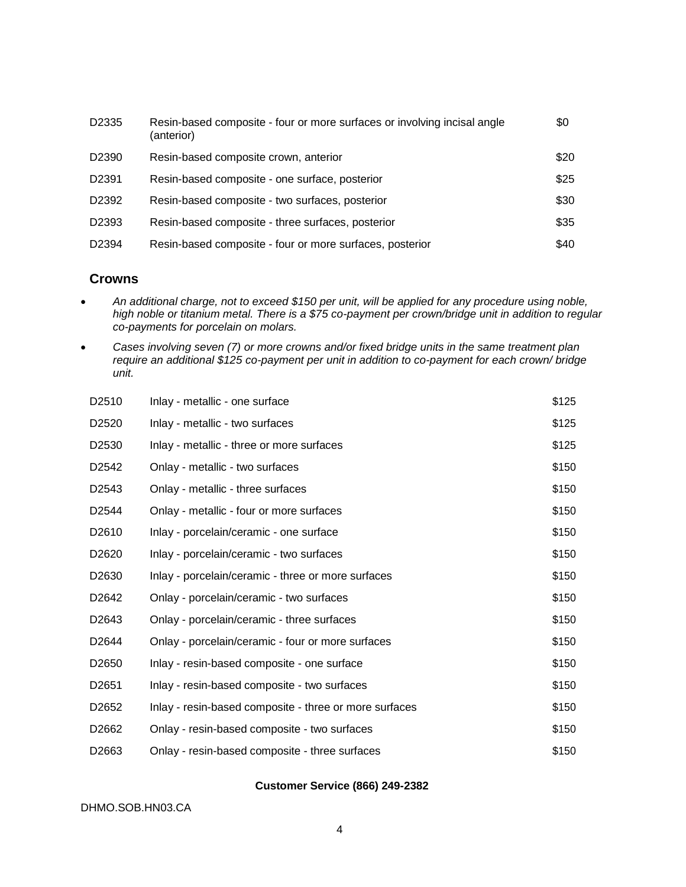| | | |
|---|---|---|
| D2335 | Resin-based composite - four or more surfaces or involving incisal angle (anterior) | $0 |
| D2390 | Resin-based composite crown, anterior | $20 |
| D2391 | Resin-based composite - one surface, posterior | $25 |
| D2392 | Resin-based composite - two surfaces, posterior | $30 |
| D2393 | Resin-based composite - three surfaces, posterior | $35 |
| D2394 | Resin-based composite - four or more surfaces, posterior | $40 |

### Crowns

- *An additional charge, not to exceed $150 per unit, will be applied for any procedure using noble, high noble or titanium metal. There is a $75 co-payment per crown/bridge unit in addition to regular co-payments for porcelain on molars.*
- *Cases involving seven (7) or more crowns and/or fixed bridge units in the same treatment plan require an additional $125 co-payment per unit in addition to co-payment for each crown/ bridge unit.*

| | | |
|---|---|---|
| D2510 | Inlay - metallic - one surface | $125 |
| D2520 | Inlay - metallic - two surfaces | $125 |
| D2530 | Inlay - metallic - three or more surfaces | $125 |
| D2542 | Onlay - metallic - two surfaces | $150 |
| D2543 | Onlay - metallic - three surfaces | $150 |
| D2544 | Onlay - metallic - four or more surfaces | $150 |
| D2610 | Inlay - porcelain/ceramic - one surface | $150 |
| D2620 | Inlay - porcelain/ceramic - two surfaces | $150 |
| D2630 | Inlay - porcelain/ceramic - three or more surfaces | $150 |
| D2642 | Onlay - porcelain/ceramic - two surfaces | $150 |
| D2643 | Onlay - porcelain/ceramic - three surfaces | $150 |
| D2644 | Onlay - porcelain/ceramic - four or more surfaces | $150 |
| D2650 | Inlay - resin-based composite - one surface | $150 |
| D2651 | Inlay - resin-based composite - two surfaces | $150 |
| D2652 | Inlay - resin-based composite - three or more surfaces | $150 |
| D2662 | Onlay - resin-based composite - two surfaces | $150 |
| D2663 | Onlay - resin-based composite - three surfaces | $150 |

**Customer Service (866) 249-2382**

DHMO.SOB.HN03.CA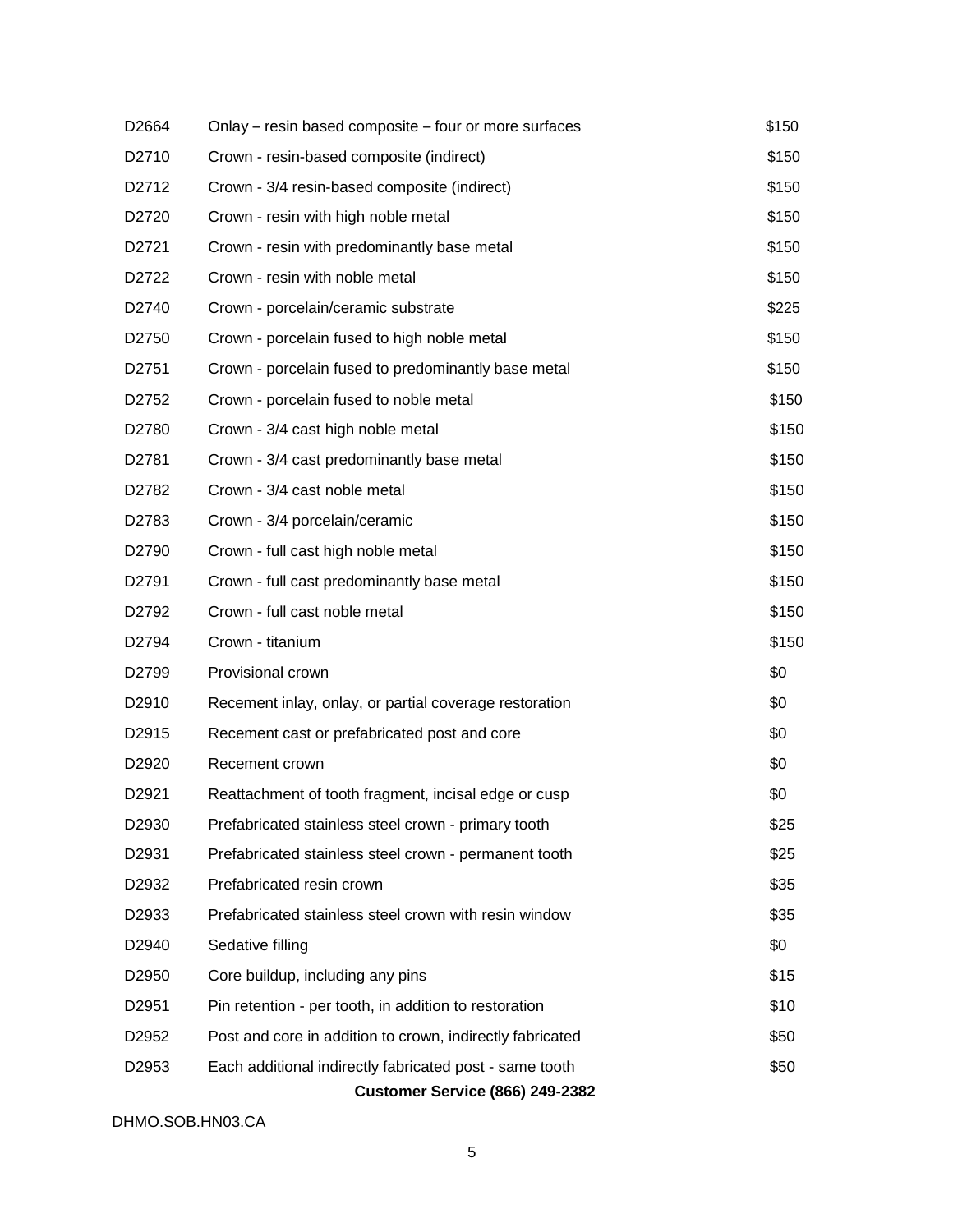| | | |
|---|---|---|
| D2664 | Onlay – resin based composite – four or more surfaces | $150 |
| D2710 | Crown - resin-based composite (indirect) | $150 |
| D2712 | Crown - 3/4 resin-based composite (indirect) | $150 |
| D2720 | Crown - resin with high noble metal | $150 |
| D2721 | Crown - resin with predominantly base metal | $150 |
| D2722 | Crown - resin with noble metal | $150 |
| D2740 | Crown - porcelain/ceramic substrate | $225 |
| D2750 | Crown - porcelain fused to high noble metal | $150 |
| D2751 | Crown - porcelain fused to predominantly base metal | $150 |
| D2752 | Crown - porcelain fused to noble metal | $150 |
| D2780 | Crown - 3/4 cast high noble metal | $150 |
| D2781 | Crown - 3/4 cast predominantly base metal | $150 |
| D2782 | Crown - 3/4 cast noble metal | $150 |
| D2783 | Crown - 3/4 porcelain/ceramic | $150 |
| D2790 | Crown - full cast high noble metal | $150 |
| D2791 | Crown - full cast predominantly base metal | $150 |
| D2792 | Crown - full cast noble metal | $150 |
| D2794 | Crown - titanium | $150 |
| D2799 | Provisional crown | $0 |
| D2910 | Recement inlay, onlay, or partial coverage restoration | $0 |
| D2915 | Recement cast or prefabricated post and core | $0 |
| D2920 | Recement crown | $0 |
| D2921 | Reattachment of tooth fragment, incisal edge or cusp | $0 |
| D2930 | Prefabricated stainless steel crown - primary tooth | $25 |
| D2931 | Prefabricated stainless steel crown - permanent tooth | $25 |
| D2932 | Prefabricated resin crown | $35 |
| D2933 | Prefabricated stainless steel crown with resin window | $35 |
| D2940 | Sedative filling | $0 |
| D2950 | Core buildup, including any pins | $15 |
| D2951 | Pin retention - per tooth, in addition to restoration | $10 |
| D2952 | Post and core in addition to crown, indirectly fabricated | $50 |
| D2953 | Each additional indirectly fabricated post - same tooth | $50 |

**Customer Service (866) 249-2382**

DHMO.SOB.HN03.CA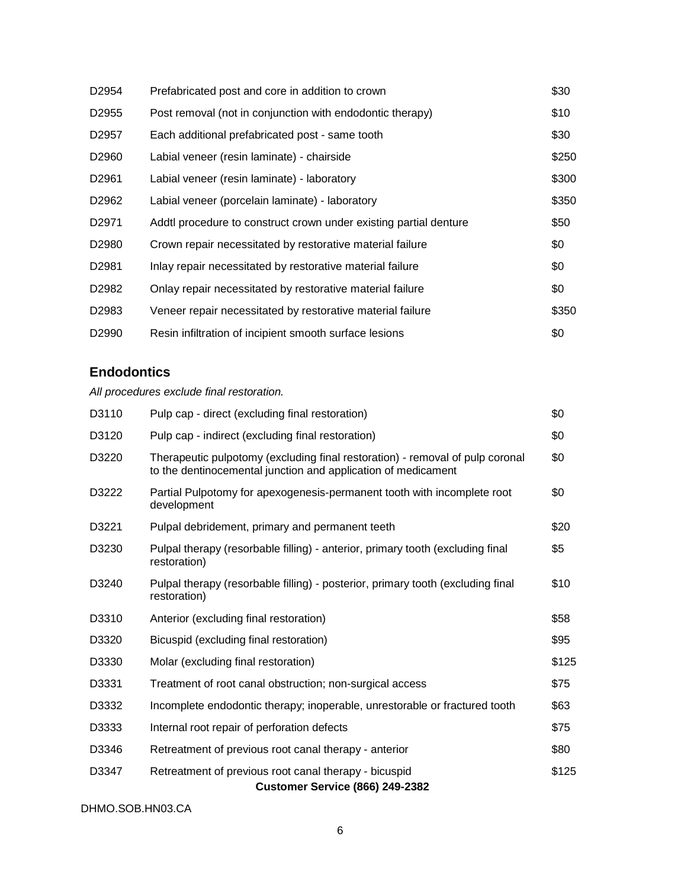| | | |
|---|---|---|
| D2954 | Prefabricated post and core in addition to crown | $30 |
| D2955 | Post removal (not in conjunction with endodontic therapy) | $10 |
| D2957 | Each additional prefabricated post - same tooth | $30 |
| D2960 | Labial veneer (resin laminate) - chairside | $250 |
| D2961 | Labial veneer (resin laminate) - laboratory | $300 |
| D2962 | Labial veneer (porcelain laminate) - laboratory | $350 |
| D2971 | Addtl procedure to construct crown under existing partial denture | $50 |
| D2980 | Crown repair necessitated by restorative material failure | $0 |
| D2981 | Inlay repair necessitated by restorative material failure | $0 |
| D2982 | Onlay repair necessitated by restorative material failure | $0 |
| D2983 | Veneer repair necessitated by restorative material failure | $350 |
| D2990 | Resin infiltration of incipient smooth surface lesions | $0 |

## Endodontics

*All procedures exclude final restoration.*

| | | |
|---|---|---|
| D3110 | Pulp cap - direct (excluding final restoration) | $0 |
| D3120 | Pulp cap - indirect (excluding final restoration) | $0 |
| D3220 | Therapeutic pulpotomy (excluding final restoration) - removal of pulp coronal to the dentinocemental junction and application of medicament | $0 |
| D3222 | Partial Pulpotomy for apexogenesis-permanent tooth with incomplete root development | $0 |
| D3221 | Pulpal debridement, primary and permanent teeth | $20 |
| D3230 | Pulpal therapy (resorbable filling) - anterior, primary tooth (excluding final restoration) | $5 |
| D3240 | Pulpal therapy (resorbable filling) - posterior, primary tooth (excluding final restoration) | $10 |
| D3310 | Anterior (excluding final restoration) | $58 |
| D3320 | Bicuspid (excluding final restoration) | $95 |
| D3330 | Molar (excluding final restoration) | $125 |
| D3331 | Treatment of root canal obstruction; non-surgical access | $75 |
| D3332 | Incomplete endodontic therapy; inoperable, unrestorable or fractured tooth | $63 |
| D3333 | Internal root repair of perforation defects | $75 |
| D3346 | Retreatment of previous root canal therapy - anterior | $80 |
| D3347 | Retreatment of previous root canal therapy - bicuspid | $125 |

**Customer Service (866) 249-2382**

DHMO.SOB.HN03.CA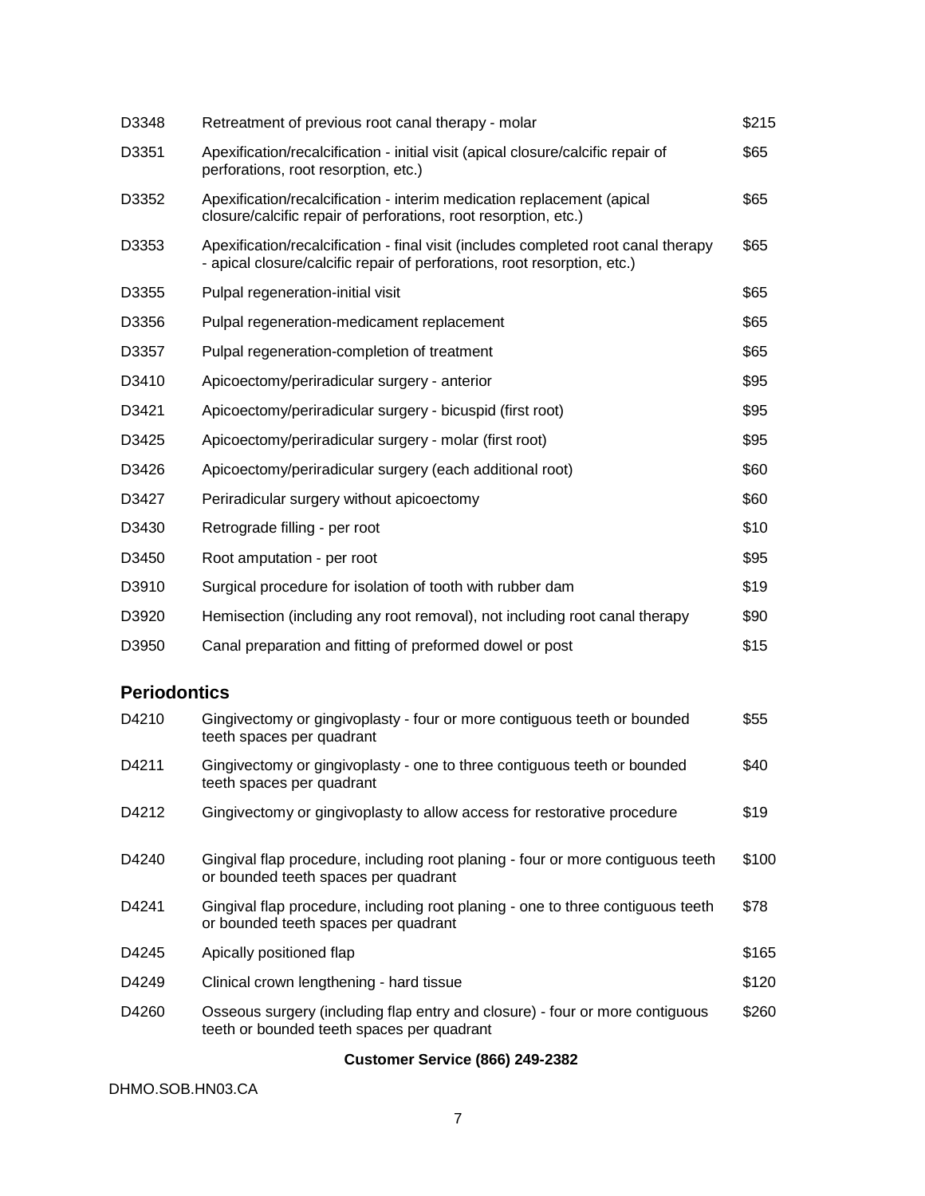| | | |
|---|---|---|
| D3348 | Retreatment of previous root canal therapy - molar | $215 |
| D3351 | Apexification/recalcification - initial visit (apical closure/calcific repair of perforations, root resorption, etc.) | $65 |
| D3352 | Apexification/recalcification - interim medication replacement (apical closure/calcific repair of perforations, root resorption, etc.) | $65 |
| D3353 | Apexification/recalcification - final visit (includes completed root canal therapy - apical closure/calcific repair of perforations, root resorption, etc.) | $65 |
| D3355 | Pulpal regeneration-initial visit | $65 |
| D3356 | Pulpal regeneration-medicament replacement | $65 |
| D3357 | Pulpal regeneration-completion of treatment | $65 |
| D3410 | Apicoectomy/periradicular surgery - anterior | $95 |
| D3421 | Apicoectomy/periradicular surgery - bicuspid (first root) | $95 |
| D3425 | Apicoectomy/periradicular surgery - molar (first root) | $95 |
| D3426 | Apicoectomy/periradicular surgery (each additional root) | $60 |
| D3427 | Periradicular surgery without apicoectomy | $60 |
| D3430 | Retrograde filling - per root | $10 |
| D3450 | Root amputation - per root | $95 |
| D3910 | Surgical procedure for isolation of tooth with rubber dam | $19 |
| D3920 | Hemisection (including any root removal), not including root canal therapy | $90 |
| D3950 | Canal preparation and fitting of preformed dowel or post | $15 |

## Periodontics

| | | |
|---|---|---|
| D4210 | Gingivectomy or gingivoplasty - four or more contiguous teeth or bounded teeth spaces per quadrant | $55 |
| D4211 | Gingivectomy or gingivoplasty - one to three contiguous teeth or bounded teeth spaces per quadrant | $40 |
| D4212 | Gingivectomy or gingivoplasty to allow access for restorative procedure | $19 |
| D4240 | Gingival flap procedure, including root planing - four or more contiguous teeth or bounded teeth spaces per quadrant | $100 |
| D4241 | Gingival flap procedure, including root planing - one to three contiguous teeth or bounded teeth spaces per quadrant | $78 |
| D4245 | Apically positioned flap | $165 |
| D4249 | Clinical crown lengthening - hard tissue | $120 |
| D4260 | Osseous surgery (including flap entry and closure) - four or more contiguous teeth or bounded teeth spaces per quadrant | $260 |

**Customer Service (866) 249-2382**

DHMO.SOB.HN03.CA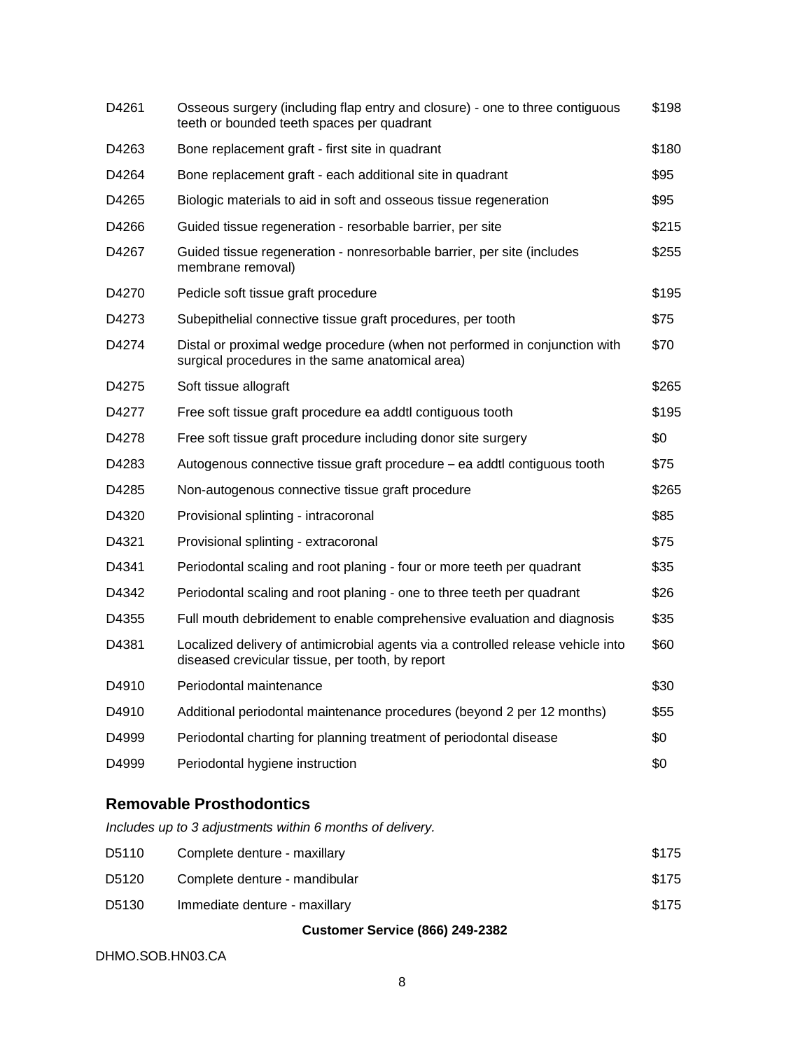| Code | Description | Fee |
|---|---|---|
| D4261 | Osseous surgery (including flap entry and closure) - one to three contiguous teeth or bounded teeth spaces per quadrant | $198 |
| D4263 | Bone replacement graft - first site in quadrant | $180 |
| D4264 | Bone replacement graft - each additional site in quadrant | $95 |
| D4265 | Biologic materials to aid in soft and osseous tissue regeneration | $95 |
| D4266 | Guided tissue regeneration - resorbable barrier, per site | $215 |
| D4267 | Guided tissue regeneration - nonresorbable barrier, per site (includes membrane removal) | $255 |
| D4270 | Pedicle soft tissue graft procedure | $195 |
| D4273 | Subepithelial connective tissue graft procedures, per tooth | $75 |
| D4274 | Distal or proximal wedge procedure (when not performed in conjunction with surgical procedures in the same anatomical area) | $70 |
| D4275 | Soft tissue allograft | $265 |
| D4277 | Free soft tissue graft procedure ea addtl contiguous tooth | $195 |
| D4278 | Free soft tissue graft procedure including donor site surgery | $0 |
| D4283 | Autogenous connective tissue graft procedure – ea addtl contiguous tooth | $75 |
| D4285 | Non-autogenous connective tissue graft procedure | $265 |
| D4320 | Provisional splinting - intracoronal | $85 |
| D4321 | Provisional splinting - extracoronal | $75 |
| D4341 | Periodontal scaling and root planing - four or more teeth per quadrant | $35 |
| D4342 | Periodontal scaling and root planing - one to three teeth per quadrant | $26 |
| D4355 | Full mouth debridement to enable comprehensive evaluation and diagnosis | $35 |
| D4381 | Localized delivery of antimicrobial agents via a controlled release vehicle into diseased crevicular tissue, per tooth, by report | $60 |
| D4910 | Periodontal maintenance | $30 |
| D4910 | Additional periodontal maintenance procedures (beyond 2 per 12 months) | $55 |
| D4999 | Periodontal charting for planning treatment of periodontal disease | $0 |
| D4999 | Periodontal hygiene instruction | $0 |

### Removable Prosthodontics

*Includes up to 3 adjustments within 6 months of delivery.*

| Code | Description | Fee |
|---|---|---|
| D5110 | Complete denture - maxillary | $175 |
| D5120 | Complete denture - mandibular | $175 |
| D5130 | Immediate denture - maxillary | $175 |

**Customer Service (866) 249-2382**

DHMO.SOB.HN03.CA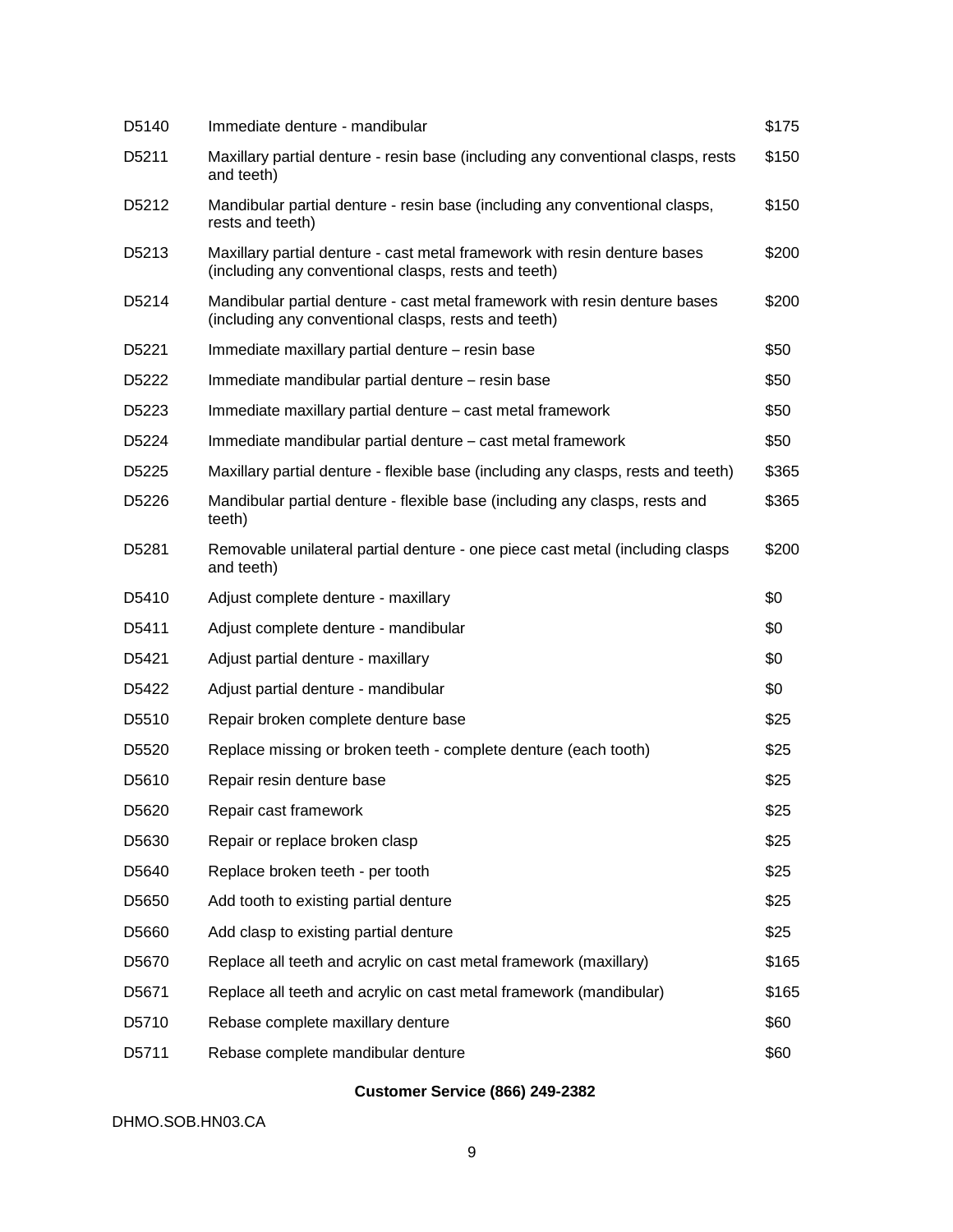| | | |
|---|---|---|
| D5140 | Immediate denture - mandibular | $175 |
| D5211 | Maxillary partial denture - resin base (including any conventional clasps, rests and teeth) | $150 |
| D5212 | Mandibular partial denture - resin base (including any conventional clasps, rests and teeth) | $150 |
| D5213 | Maxillary partial denture - cast metal framework with resin denture bases (including any conventional clasps, rests and teeth) | $200 |
| D5214 | Mandibular partial denture - cast metal framework with resin denture bases (including any conventional clasps, rests and teeth) | $200 |
| D5221 | Immediate maxillary partial denture – resin base | $50 |
| D5222 | Immediate mandibular partial denture – resin base | $50 |
| D5223 | Immediate maxillary partial denture – cast metal framework | $50 |
| D5224 | Immediate mandibular partial denture – cast metal framework | $50 |
| D5225 | Maxillary partial denture - flexible base (including any clasps, rests and teeth) | $365 |
| D5226 | Mandibular partial denture - flexible base (including any clasps, rests and teeth) | $365 |
| D5281 | Removable unilateral partial denture - one piece cast metal (including clasps and teeth) | $200 |
| D5410 | Adjust complete denture - maxillary | $0 |
| D5411 | Adjust complete denture - mandibular | $0 |
| D5421 | Adjust partial denture - maxillary | $0 |
| D5422 | Adjust partial denture - mandibular | $0 |
| D5510 | Repair broken complete denture base | $25 |
| D5520 | Replace missing or broken teeth - complete denture (each tooth) | $25 |
| D5610 | Repair resin denture base | $25 |
| D5620 | Repair cast framework | $25 |
| D5630 | Repair or replace broken clasp | $25 |
| D5640 | Replace broken teeth - per tooth | $25 |
| D5650 | Add tooth to existing partial denture | $25 |
| D5660 | Add clasp to existing partial denture | $25 |
| D5670 | Replace all teeth and acrylic on cast metal framework (maxillary) | $165 |
| D5671 | Replace all teeth and acrylic on cast metal framework (mandibular) | $165 |
| D5710 | Rebase complete maxillary denture | $60 |
| D5711 | Rebase complete mandibular denture | $60 |

**Customer Service (866) 249-2382**

DHMO.SOB.HN03.CA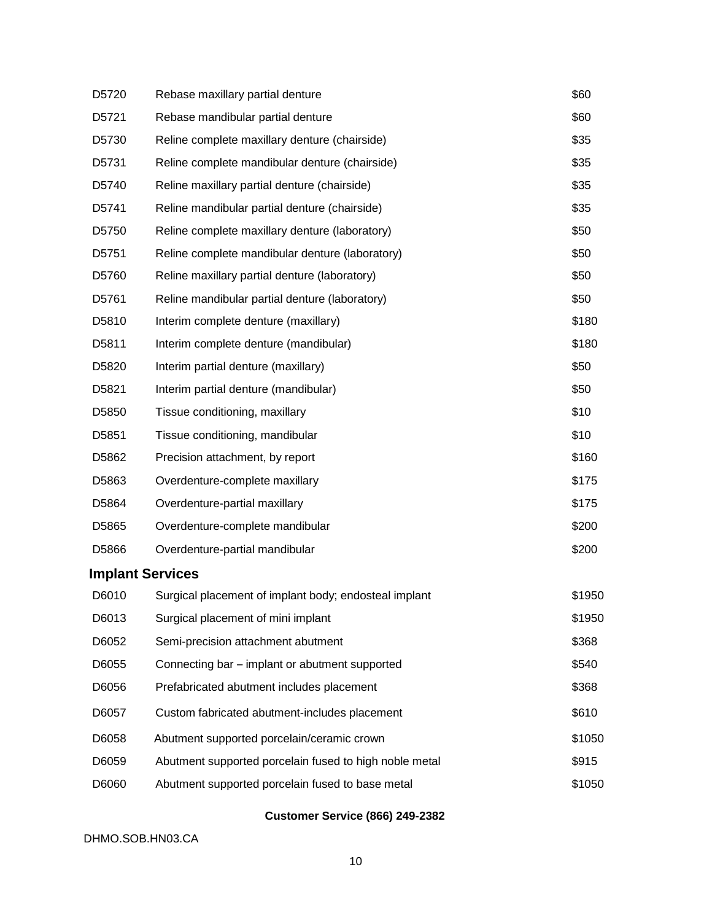| | | |
|---|---|---|
| D5720 | Rebase maxillary partial denture | $60 |
| D5721 | Rebase mandibular partial denture | $60 |
| D5730 | Reline complete maxillary denture (chairside) | $35 |
| D5731 | Reline complete mandibular denture (chairside) | $35 |
| D5740 | Reline maxillary partial denture (chairside) | $35 |
| D5741 | Reline mandibular partial denture (chairside) | $35 |
| D5750 | Reline complete maxillary denture (laboratory) | $50 |
| D5751 | Reline complete mandibular denture (laboratory) | $50 |
| D5760 | Reline maxillary partial denture (laboratory) | $50 |
| D5761 | Reline mandibular partial denture (laboratory) | $50 |
| D5810 | Interim complete denture (maxillary) | $180 |
| D5811 | Interim complete denture (mandibular) | $180 |
| D5820 | Interim partial denture (maxillary) | $50 |
| D5821 | Interim partial denture (mandibular) | $50 |
| D5850 | Tissue conditioning, maxillary | $10 |
| D5851 | Tissue conditioning, mandibular | $10 |
| D5862 | Precision attachment, by report | $160 |
| D5863 | Overdenture-complete maxillary | $175 |
| D5864 | Overdenture-partial maxillary | $175 |
| D5865 | Overdenture-complete mandibular | $200 |
| D5866 | Overdenture-partial mandibular | $200 |

## Implant Services

| | | |
|---|---|---|
| D6010 | Surgical placement of implant body; endosteal implant | $1950 |
| D6013 | Surgical placement of mini implant | $1950 |
| D6052 | Semi-precision attachment abutment | $368 |
| D6055 | Connecting bar – implant or abutment supported | $540 |
| D6056 | Prefabricated abutment includes placement | $368 |
| D6057 | Custom fabricated abutment-includes placement | $610 |
| D6058 | Abutment supported porcelain/ceramic crown | $1050 |
| D6059 | Abutment supported porcelain fused to high noble metal | $915 |
| D6060 | Abutment supported porcelain fused to base metal | $1050 |

**Customer Service (866) 249-2382**

DHMO.SOB.HN03.CA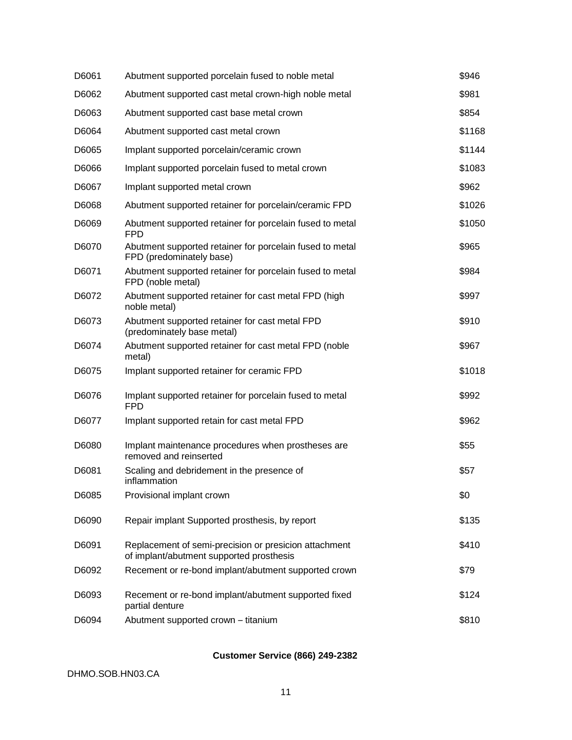| | | |
|---|---|---|
| D6061 | Abutment supported porcelain fused to noble metal | $946 |
| D6062 | Abutment supported cast metal crown-high noble metal | $981 |
| D6063 | Abutment supported cast base metal crown | $854 |
| D6064 | Abutment supported cast metal crown | $1168 |
| D6065 | Implant supported porcelain/ceramic crown | $1144 |
| D6066 | Implant supported porcelain fused to metal crown | $1083 |
| D6067 | Implant supported metal crown | $962 |
| D6068 | Abutment supported retainer for porcelain/ceramic FPD | $1026 |
| D6069 | Abutment supported retainer for porcelain fused to metal FPD | $1050 |
| D6070 | Abutment supported retainer for porcelain fused to metal FPD (predominately base) | $965 |
| D6071 | Abutment supported retainer for porcelain fused to metal FPD (noble metal) | $984 |
| D6072 | Abutment supported retainer for cast metal FPD (high noble metal) | $997 |
| D6073 | Abutment supported retainer for cast metal FPD (predominately base metal) | $910 |
| D6074 | Abutment supported retainer for cast metal FPD (noble metal) | $967 |
| D6075 | Implant supported retainer for ceramic FPD | $1018 |
| D6076 | Implant supported retainer for porcelain fused to metal FPD | $992 |
| D6077 | Implant supported retain for cast metal FPD | $962 |
| D6080 | Implant maintenance procedures when prostheses are removed and reinserted | $55 |
| D6081 | Scaling and debridement in the presence of inflammation | $57 |
| D6085 | Provisional implant crown | $0 |
| D6090 | Repair implant Supported prosthesis, by report | $135 |
| D6091 | Replacement of semi-precision or presicion attachment of implant/abutment supported prosthesis | $410 |
| D6092 | Recement or re-bond implant/abutment supported crown | $79 |
| D6093 | Recement or re-bond implant/abutment supported fixed partial denture | $124 |
| D6094 | Abutment supported crown – titanium | $810 |

**Customer Service (866) 249-2382**

DHMO.SOB.HN03.CA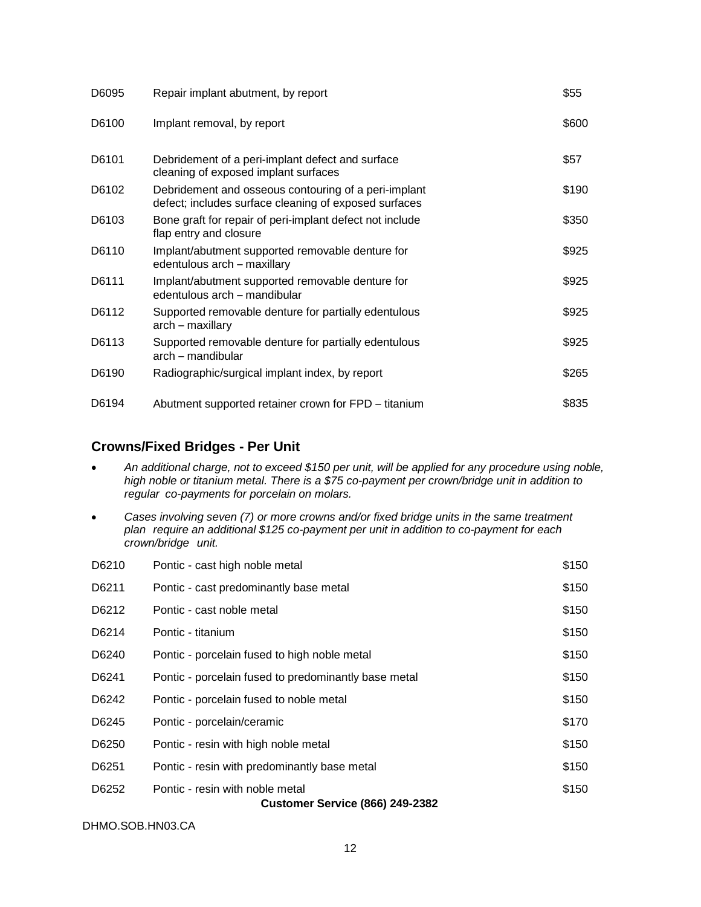| | | |
|---|---|---|
| D6095 | Repair implant abutment, by report | $55 |
| D6100 | Implant removal, by report | $600 |
| D6101 | Debridement of a peri-implant defect and surface cleaning of exposed implant surfaces | $57 |
| D6102 | Debridement and osseous contouring of a peri-implant defect; includes surface cleaning of exposed surfaces | $190 |
| D6103 | Bone graft for repair of peri-implant defect not include flap entry and closure | $350 |
| D6110 | Implant/abutment supported removable denture for edentulous arch – maxillary | $925 |
| D6111 | Implant/abutment supported removable denture for edentulous arch – mandibular | $925 |
| D6112 | Supported removable denture for partially edentulous arch – maxillary | $925 |
| D6113 | Supported removable denture for partially edentulous arch – mandibular | $925 |
| D6190 | Radiographic/surgical implant index, by report | $265 |
| D6194 | Abutment supported retainer crown for FPD – titanium | $835 |

## Crowns/Fixed Bridges - Per Unit

- *An additional charge, not to exceed $150 per unit, will be applied for any procedure using noble, high noble or titanium metal. There is a $75 co-payment per crown/bridge unit in addition to regular co-payments for porcelain on molars.*
- *Cases involving seven (7) or more crowns and/or fixed bridge units in the same treatment plan require an additional $125 co-payment per unit in addition to co-payment for each crown/bridge unit.*

| | | |
|---|---|---|
| D6210 | Pontic - cast high noble metal | $150 |
| D6211 | Pontic - cast predominantly base metal | $150 |
| D6212 | Pontic - cast noble metal | $150 |
| D6214 | Pontic - titanium | $150 |
| D6240 | Pontic - porcelain fused to high noble metal | $150 |
| D6241 | Pontic - porcelain fused to predominantly base metal | $150 |
| D6242 | Pontic - porcelain fused to noble metal | $150 |
| D6245 | Pontic - porcelain/ceramic | $170 |
| D6250 | Pontic - resin with high noble metal | $150 |
| D6251 | Pontic - resin with predominantly base metal | $150 |
| D6252 | Pontic - resin with noble metal | $150 |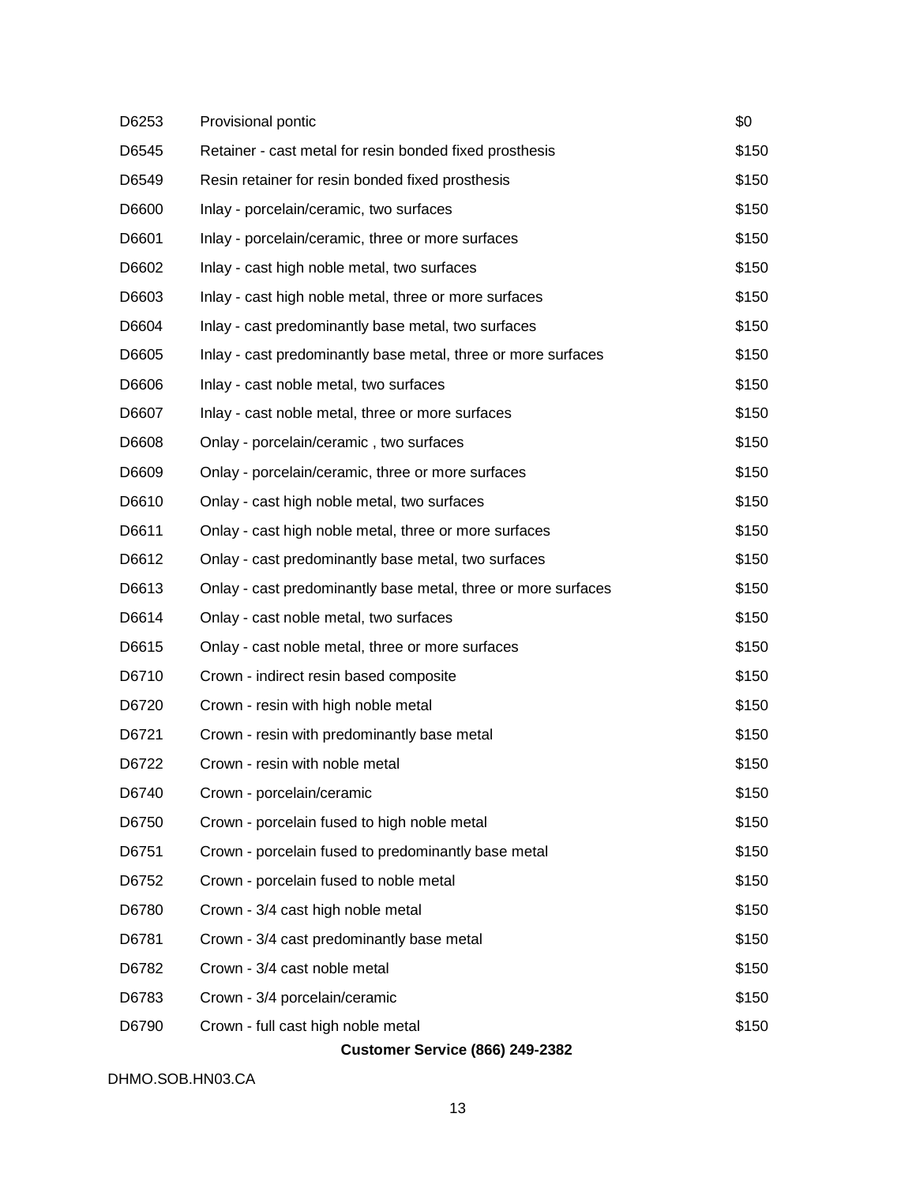| | | |
|---|---|---|
| D6253 | Provisional pontic | $0 |
| D6545 | Retainer - cast metal for resin bonded fixed prosthesis | $150 |
| D6549 | Resin retainer for resin bonded fixed prosthesis | $150 |
| D6600 | Inlay - porcelain/ceramic, two surfaces | $150 |
| D6601 | Inlay - porcelain/ceramic, three or more surfaces | $150 |
| D6602 | Inlay - cast high noble metal, two surfaces | $150 |
| D6603 | Inlay - cast high noble metal, three or more surfaces | $150 |
| D6604 | Inlay - cast predominantly base metal, two surfaces | $150 |
| D6605 | Inlay - cast predominantly base metal, three or more surfaces | $150 |
| D6606 | Inlay - cast noble metal, two surfaces | $150 |
| D6607 | Inlay - cast noble metal, three or more surfaces | $150 |
| D6608 | Onlay - porcelain/ceramic , two surfaces | $150 |
| D6609 | Onlay - porcelain/ceramic, three or more surfaces | $150 |
| D6610 | Onlay - cast high noble metal, two surfaces | $150 |
| D6611 | Onlay - cast high noble metal, three or more surfaces | $150 |
| D6612 | Onlay - cast predominantly base metal, two surfaces | $150 |
| D6613 | Onlay - cast predominantly base metal, three or more surfaces | $150 |
| D6614 | Onlay - cast noble metal, two surfaces | $150 |
| D6615 | Onlay - cast noble metal, three or more surfaces | $150 |
| D6710 | Crown - indirect resin based composite | $150 |
| D6720 | Crown - resin with high noble metal | $150 |
| D6721 | Crown - resin with predominantly base metal | $150 |
| D6722 | Crown - resin with noble metal | $150 |
| D6740 | Crown - porcelain/ceramic | $150 |
| D6750 | Crown - porcelain fused to high noble metal | $150 |
| D6751 | Crown - porcelain fused to predominantly base metal | $150 |
| D6752 | Crown - porcelain fused to noble metal | $150 |
| D6780 | Crown - 3/4 cast high noble metal | $150 |
| D6781 | Crown - 3/4 cast predominantly base metal | $150 |
| D6782 | Crown - 3/4 cast noble metal | $150 |
| D6783 | Crown - 3/4 porcelain/ceramic | $150 |
| D6790 | Crown - full cast high noble metal | $150 |

**Customer Service (866) 249-2382**

DHMO.SOB.HN03.CA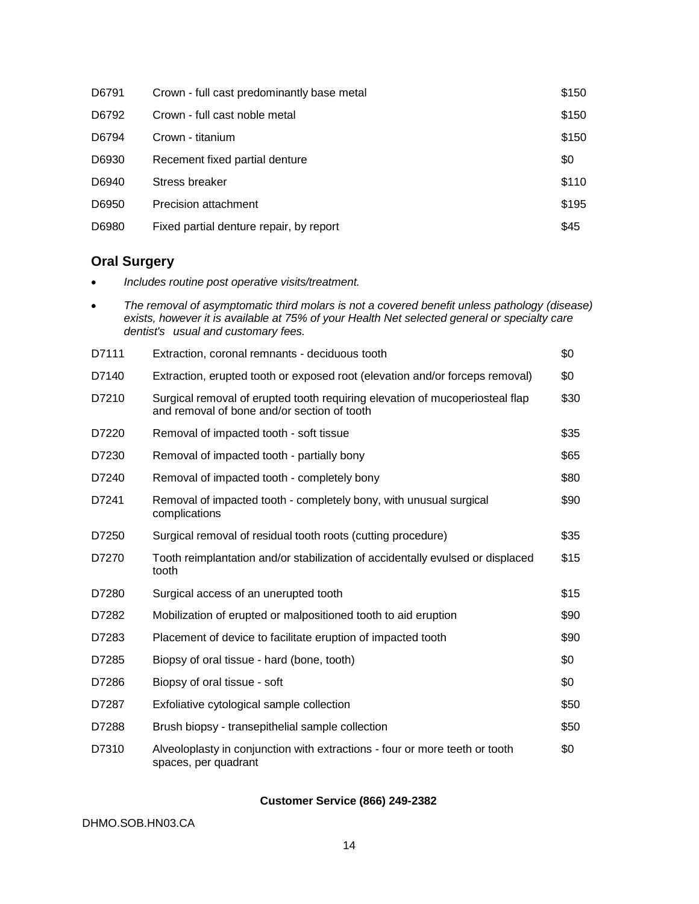| | | |
|---|---|---|
| D6791 | Crown - full cast predominantly base metal | $150 |
| D6792 | Crown - full cast noble metal | $150 |
| D6794 | Crown - titanium | $150 |
| D6930 | Recement fixed partial denture | $0 |
| D6940 | Stress breaker | $110 |
| D6950 | Precision attachment | $195 |
| D6980 | Fixed partial denture repair, by report | $45 |

## Oral Surgery

- *Includes routine post operative visits/treatment.*
- *The removal of asymptomatic third molars is not a covered benefit unless pathology (disease) exists, however it is available at 75% of your Health Net selected general or specialty care dentist's usual and customary fees.*

| | | |
|---|---|---|
| D7111 | Extraction, coronal remnants - deciduous tooth | $0 |
| D7140 | Extraction, erupted tooth or exposed root (elevation and/or forceps removal) | $0 |
| D7210 | Surgical removal of erupted tooth requiring elevation of mucoperiosteal flap and removal of bone and/or section of tooth | $30 |
| D7220 | Removal of impacted tooth - soft tissue | $35 |
| D7230 | Removal of impacted tooth - partially bony | $65 |
| D7240 | Removal of impacted tooth - completely bony | $80 |
| D7241 | Removal of impacted tooth - completely bony, with unusual surgical complications | $90 |
| D7250 | Surgical removal of residual tooth roots (cutting procedure) | $35 |
| D7270 | Tooth reimplantation and/or stabilization of accidentally evulsed or displaced tooth | $15 |
| D7280 | Surgical access of an unerupted tooth | $15 |
| D7282 | Mobilization of erupted or malpositioned tooth to aid eruption | $90 |
| D7283 | Placement of device to facilitate eruption of impacted tooth | $90 |
| D7285 | Biopsy of oral tissue - hard (bone, tooth) | $0 |
| D7286 | Biopsy of oral tissue - soft | $0 |
| D7287 | Exfoliative cytological sample collection | $50 |
| D7288 | Brush biopsy - transepithelial sample collection | $50 |
| D7310 | Alveoloplasty in conjunction with extractions - four or more teeth or tooth spaces, per quadrant | $0 |

**Customer Service (866) 249-2382**

DHMO.SOB.HN03.CA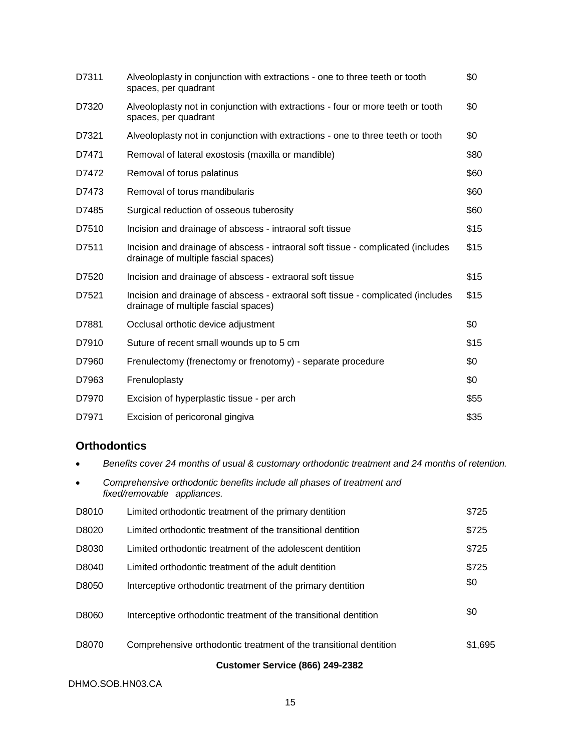| | | |
|---|---|---|
| D7311 | Alveoloplasty in conjunction with extractions - one to three teeth or tooth spaces, per quadrant | $0 |
| D7320 | Alveoloplasty not in conjunction with extractions - four or more teeth or tooth spaces, per quadrant | $0 |
| D7321 | Alveoloplasty not in conjunction with extractions - one to three teeth or tooth | $0 |
| D7471 | Removal of lateral exostosis (maxilla or mandible) | $80 |
| D7472 | Removal of torus palatinus | $60 |
| D7473 | Removal of torus mandibularis | $60 |
| D7485 | Surgical reduction of osseous tuberosity | $60 |
| D7510 | Incision and drainage of abscess - intraoral soft tissue | $15 |
| D7511 | Incision and drainage of abscess - intraoral soft tissue - complicated (includes drainage of multiple fascial spaces) | $15 |
| D7520 | Incision and drainage of abscess - extraoral soft tissue | $15 |
| D7521 | Incision and drainage of abscess - extraoral soft tissue - complicated (includes drainage of multiple fascial spaces) | $15 |
| D7881 | Occlusal orthotic device adjustment | $0 |
| D7910 | Suture of recent small wounds up to 5 cm | $15 |
| D7960 | Frenulectomy (frenectomy or frenotomy) - separate procedure | $0 |
| D7963 | Frenuloplasty | $0 |
| D7970 | Excision of hyperplastic tissue - per arch | $55 |
| D7971 | Excision of pericoronal gingiva | $35 |

## Orthodontics

- *Benefits cover 24 months of usual & customary orthodontic treatment and 24 months of retention.*
- *Comprehensive orthodontic benefits include all phases of treatment and fixed/removable appliances.*

| | | |
|---|---|---|
| D8010 | Limited orthodontic treatment of the primary dentition | $725 |
| D8020 | Limited orthodontic treatment of the transitional dentition | $725 |
| D8030 | Limited orthodontic treatment of the adolescent dentition | $725 |
| D8040 | Limited orthodontic treatment of the adult dentition | $725 |
| D8050 | Interceptive orthodontic treatment of the primary dentition | $0 |
| D8060 | Interceptive orthodontic treatment of the transitional dentition | $0 |
| D8070 | Comprehensive orthodontic treatment of the transitional dentition | $1,695 |

**Customer Service (866) 249-2382**

DHMO.SOB.HN03.CA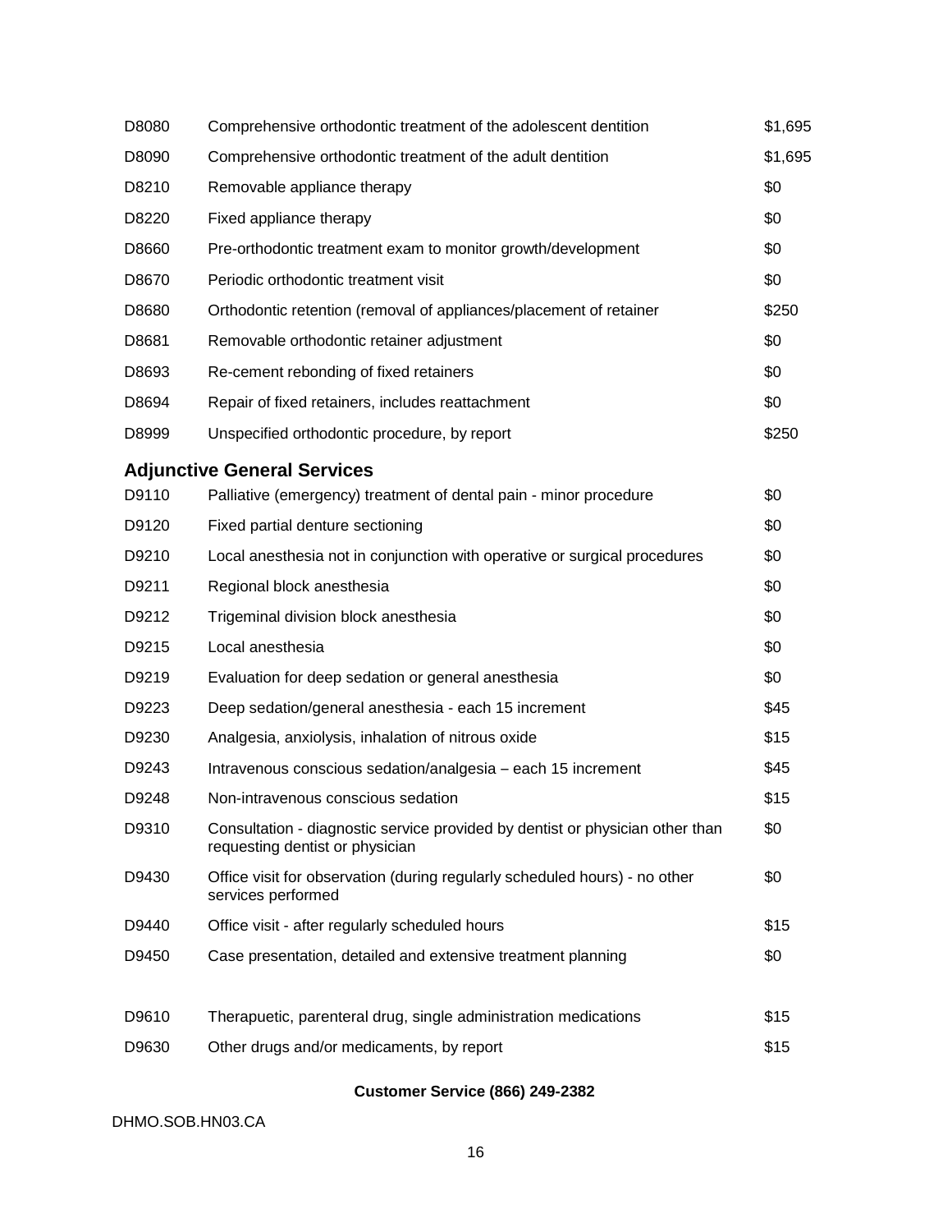| | | |
|---|---|---|
| D8080 | Comprehensive orthodontic treatment of the adolescent dentition | $1,695 |
| D8090 | Comprehensive orthodontic treatment of the adult dentition | $1,695 |
| D8210 | Removable appliance therapy | $0 |
| D8220 | Fixed appliance therapy | $0 |
| D8660 | Pre-orthodontic treatment exam to monitor growth/development | $0 |
| D8670 | Periodic orthodontic treatment visit | $0 |
| D8680 | Orthodontic retention (removal of appliances/placement of retainer | $250 |
| D8681 | Removable orthodontic retainer adjustment | $0 |
| D8693 | Re-cement rebonding of fixed retainers | $0 |
| D8694 | Repair of fixed retainers, includes reattachment | $0 |
| D8999 | Unspecified orthodontic procedure, by report | $250 |

## Adjunctive General Services

| | | |
|---|---|---|
| D9110 | Palliative (emergency) treatment of dental pain - minor procedure | $0 |
| D9120 | Fixed partial denture sectioning | $0 |
| D9210 | Local anesthesia not in conjunction with operative or surgical procedures | $0 |
| D9211 | Regional block anesthesia | $0 |
| D9212 | Trigeminal division block anesthesia | $0 |
| D9215 | Local anesthesia | $0 |
| D9219 | Evaluation for deep sedation or general anesthesia | $0 |
| D9223 | Deep sedation/general anesthesia - each 15 increment | $45 |
| D9230 | Analgesia, anxiolysis, inhalation of nitrous oxide | $15 |
| D9243 | Intravenous conscious sedation/analgesia – each 15 increment | $45 |
| D9248 | Non-intravenous conscious sedation | $15 |
| D9310 | Consultation - diagnostic service provided by dentist or physician other than requesting dentist or physician | $0 |
| D9430 | Office visit for observation (during regularly scheduled hours) - no other services performed | $0 |
| D9440 | Office visit - after regularly scheduled hours | $15 |
| D9450 | Case presentation, detailed and extensive treatment planning | $0 |
| D9610 | Therapuetic, parenteral drug, single administration medications | $15 |
| D9630 | Other drugs and/or medicaments, by report | $15 |

**Customer Service (866) 249-2382**

DHMO.SOB.HN03.CA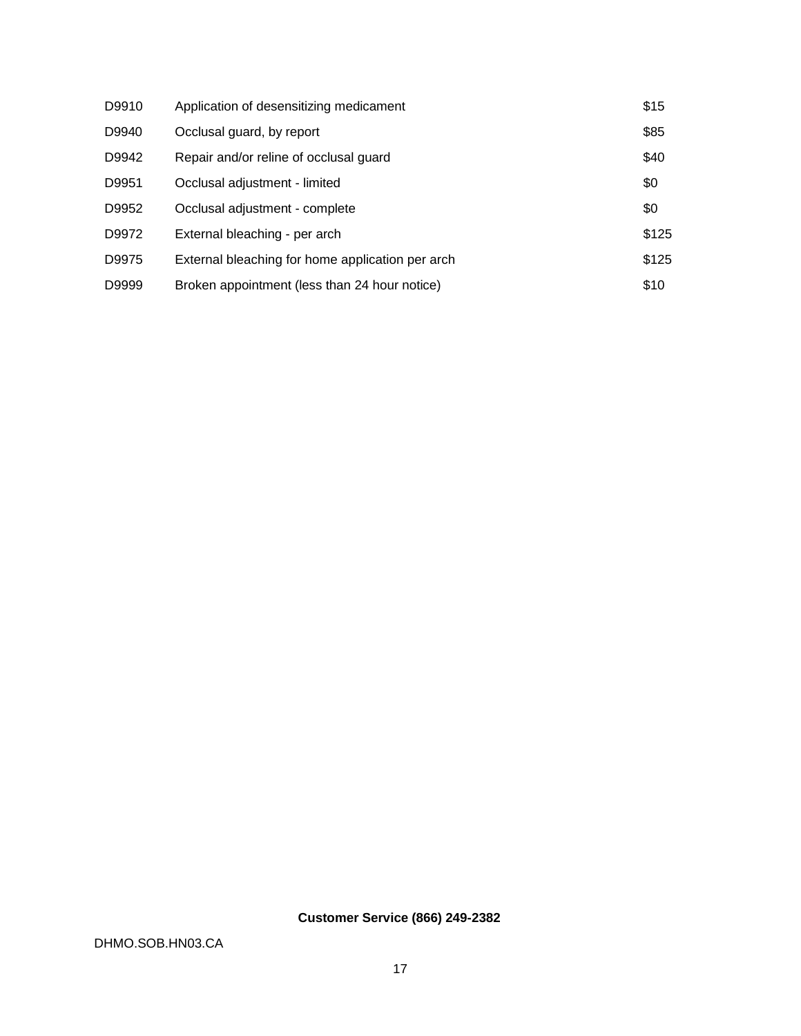| | | |
|---|---|---|
| D9910 | Application of desensitizing medicament | $15 |
| D9940 | Occlusal guard, by report | $85 |
| D9942 | Repair and/or reline of occlusal guard | $40 |
| D9951 | Occlusal adjustment - limited | $0 |
| D9952 | Occlusal adjustment - complete | $0 |
| D9972 | External bleaching - per arch | $125 |
| D9975 | External bleaching for home application per arch | $125 |
| D9999 | Broken appointment (less than 24 hour notice) | $10 |